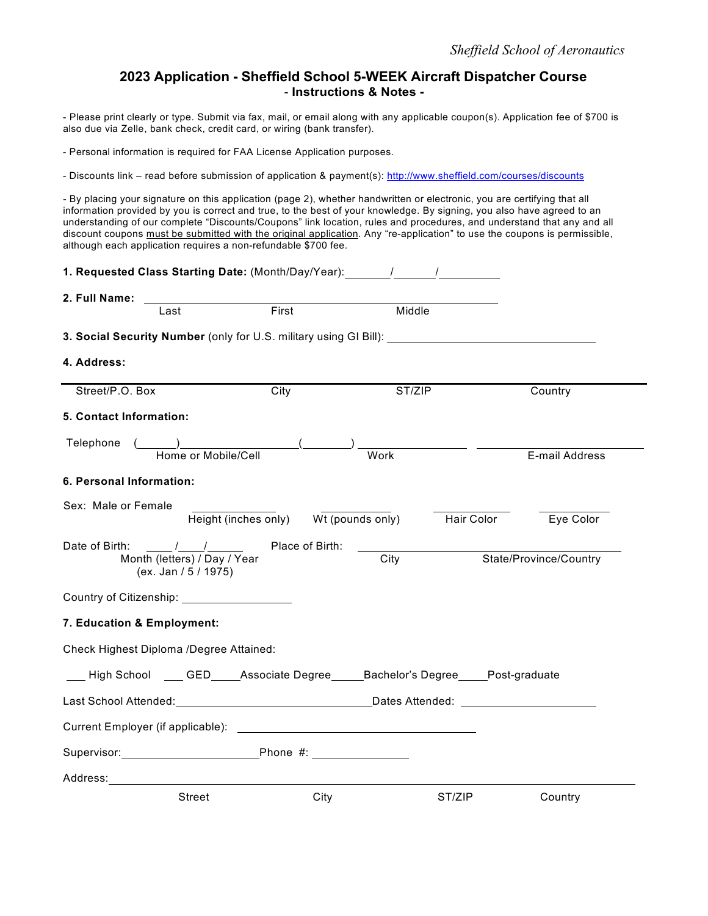*Sheffield School of Aeronautics*

## 2023 Application - Sheffield School 5-WEEK Aircraft Dispatcher Course

### - Instructions & Notes -

- Please print clearly or type. Submit via fax, mail, or email along with any applicable coupon(s). Application fee of $700 is also due via Zelle, bank check, credit card, or wiring (bank transfer).

- Personal information is required for FAA License Application purposes.

- Discounts link – read before submission of application & payment(s): http://www.sheffield.com/courses/discounts

- By placing your signature on this application (page 2), whether handwritten or electronic, you are certifying that all information provided by you is correct and true, to the best of your knowledge. By signing, you also have agreed to an understanding of our complete "Discounts/Coupons" link location, rules and procedures, and understand that any and all discount coupons must be submitted with the original application. Any "re-application" to use the coupons is permissible, although each application requires a non-refundable $700 fee.

**1. Requested Class Starting Date:** (Month/Day/Year): _______/______/__________

**2. Full Name:** ____________________________________________

Last First Middle

**3. Social Security Number** (only for U.S. military using GI Bill): ______________________________

**4. Address:**

______________________________________________________________

Street/P.O. Box City ST/ZIP Country

**5. Contact Information:**

Telephone (______)__________________ (_______) ________________ ______________________

Home or Mobile/Cell Work E-mail Address

**6. Personal Information:**

Sex: Male or Female ____________ ____________ ____________ ____________

Height (inches only) Wt (pounds only) Hair Color Eye Color

Date of Birth: _____/____/______ Place of Birth: ________________________________

Month (letters) / Day / Year City State/Province/Country

(ex. Jan / 5 / 1975)

Country of Citizenship: _________________

**7. Education & Employment:**

Check Highest Diploma /Degree Attained:

___ High School ___ GED____Associate Degree_____Bachelor's Degree____Post-graduate

Last School Attended:______________________________Dates Attended: ____________________

Current Employer (if applicable): ____________________________________

Supervisor:_____________________Phone #: _______________

Address:______________________________________________________________

Street City ST/ZIP Country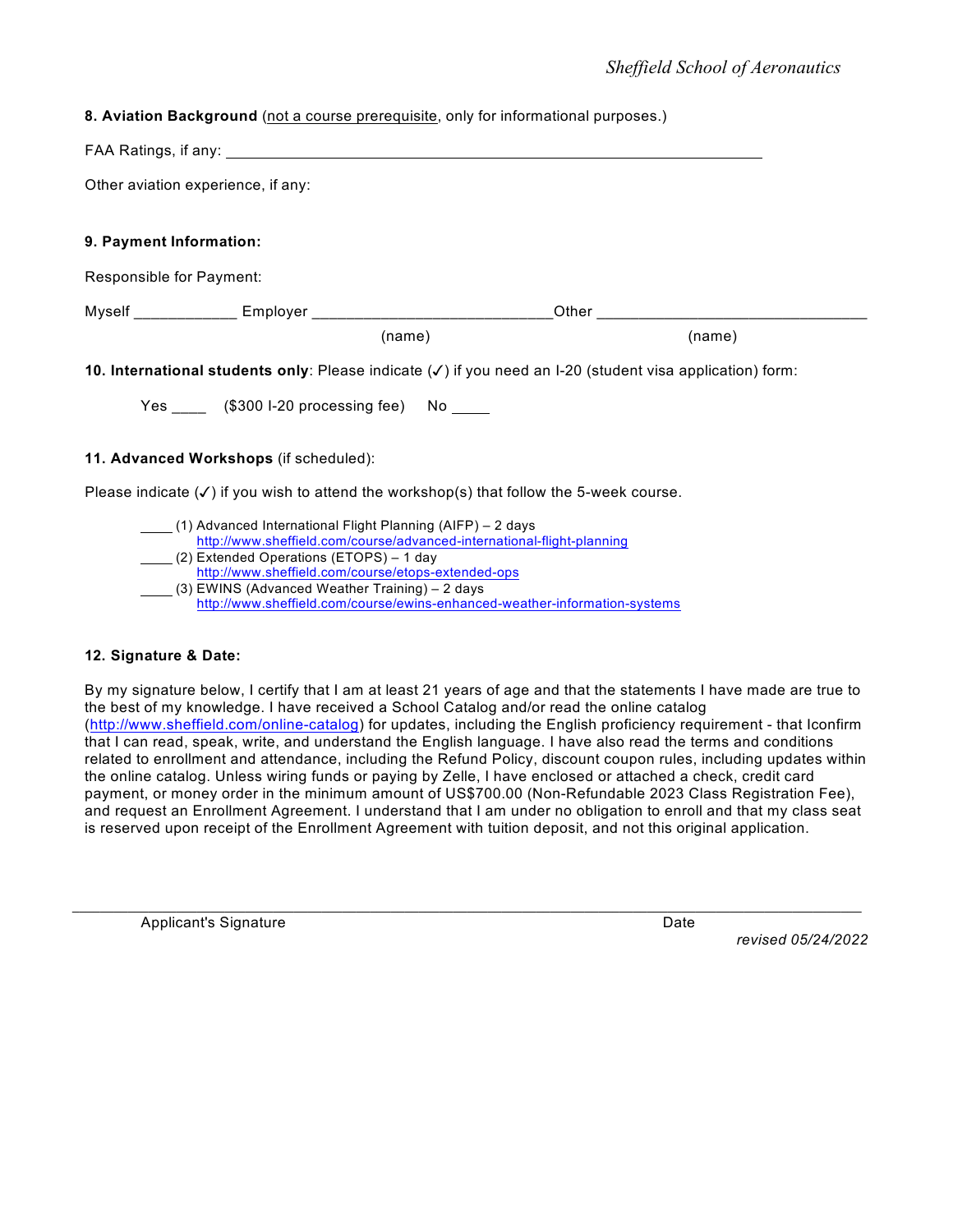**8. Aviation Background** (not a course prerequisite, only for informational purposes.)

FAA Ratings, if any: ____________________________________________________________

Other aviation experience, if any:

**9. Payment Information:**

Responsible for Payment:

Myself ____________ Employer ____________________________ Other _______________________________

(name) (name)

**10. International students only**: Please indicate (✓) if you need an I-20 (student visa application) form:

Yes ____ ($300 I-20 processing fee) No _____

**11. Advanced Workshops** (if scheduled):

Please indicate (✓) if you wish to attend the workshop(s) that follow the 5-week course.

____ (1) Advanced International Flight Planning (AIFP) – 2 days
http://www.sheffield.com/course/advanced-international-flight-planning

____ (2) Extended Operations (ETOPS) – 1 day
http://www.sheffield.com/course/etops-extended-ops

____ (3) EWINS (Advanced Weather Training) – 2 days
http://www.sheffield.com/course/ewins-enhanced-weather-information-systems

**12. Signature & Date:**

By my signature below, I certify that I am at least 21 years of age and that the statements I have made are true to the best of my knowledge. I have received a School Catalog and/or read the online catalog (http://www.sheffield.com/online-catalog) for updates, including the English proficiency requirement - that Iconfirm that I can read, speak, write, and understand the English language. I have also read the terms and conditions related to enrollment and attendance, including the Refund Policy, discount coupon rules, including updates within the online catalog. Unless wiring funds or paying by Zelle, I have enclosed or attached a check, credit card payment, or money order in the minimum amount of US$700.00 (Non-Refundable 2023 Class Registration Fee), and request an Enrollment Agreement. I understand that I am under no obligation to enroll and that my class seat is reserved upon receipt of the Enrollment Agreement with tuition deposit, and not this original application.

_______________________________________________________________________________

Applicant's Signature Date

*revised 05/24/2022*